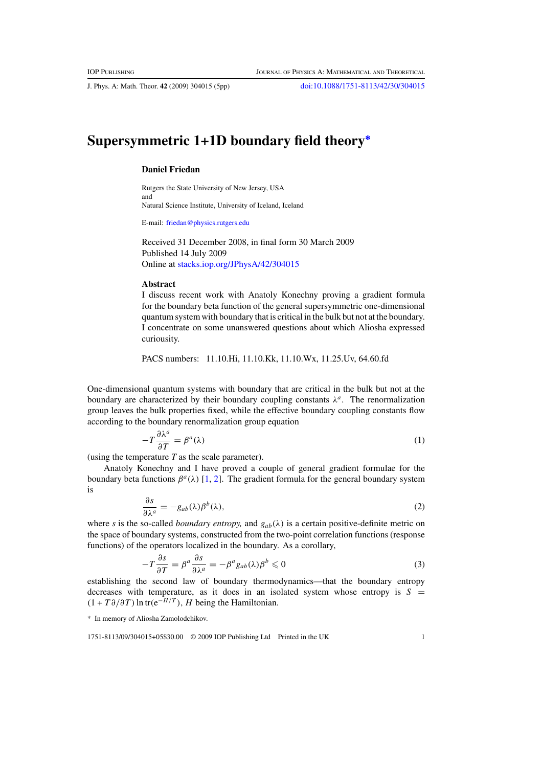# Supersymmetric 1+1D boundary field theory*

**Daniel Friedan**

Rutgers the State University of New Jersey, USA
and
Natural Science Institute, University of Iceland, Iceland

E-mail: friedan@physics.rutgers.edu

Received 31 December 2008, in final form 30 March 2009
Published 14 July 2009
Online at stacks.iop.org/JPhysA/42/304015

## Abstract

I discuss recent work with Anatoly Konechny proving a gradient formula for the boundary beta function of the general supersymmetric one-dimensional quantum system with boundary that is critical in the bulk but not at the boundary. I concentrate on some unanswered questions about which Aliosha expressed curiousity.

PACS numbers: 11.10.Hi, 11.10.Kk, 11.10.Wx, 11.25.Uv, 64.60.fd

One-dimensional quantum systems with boundary that are critical in the bulk but not at the boundary are characterized by their boundary coupling constants $\lambda^a$. The renormalization group leaves the bulk properties fixed, while the effective boundary coupling constants flow according to the boundary renormalization group equation

$$-T\frac{\partial \lambda^a}{\partial T} = \beta^a(\lambda) \tag{1}$$

(using the temperature $T$ as the scale parameter).

Anatoly Konechny and I have proved a couple of general gradient formulae for the boundary beta functions $\beta^a(\lambda)$ [1, 2]. The gradient formula for the general boundary system is

$$\frac{\partial s}{\partial \lambda^a} = -g_{ab}(\lambda)\beta^b(\lambda), \tag{2}$$

where $s$ is the so-called *boundary entropy*, and $g_{ab}(\lambda)$ is a certain positive-definite metric on the space of boundary systems, constructed from the two-point correlation functions (response functions) of the operators localized in the boundary. As a corollary,

$$-T\frac{\partial s}{\partial T} = \beta^a\frac{\partial s}{\partial \lambda^a} = -\beta^a g_{ab}(\lambda)\beta^b \leqslant 0 \tag{3}$$

establishing the second law of boundary thermodynamics—that the boundary entropy decreases with temperature, as it does in an isolated system whose entropy is $S = (1 + T\partial/\partial T)\ln \mathrm{tr}(\mathrm{e}^{-H/T})$, $H$ being the Hamiltonian.

\* In memory of Aliosha Zamolodchikov.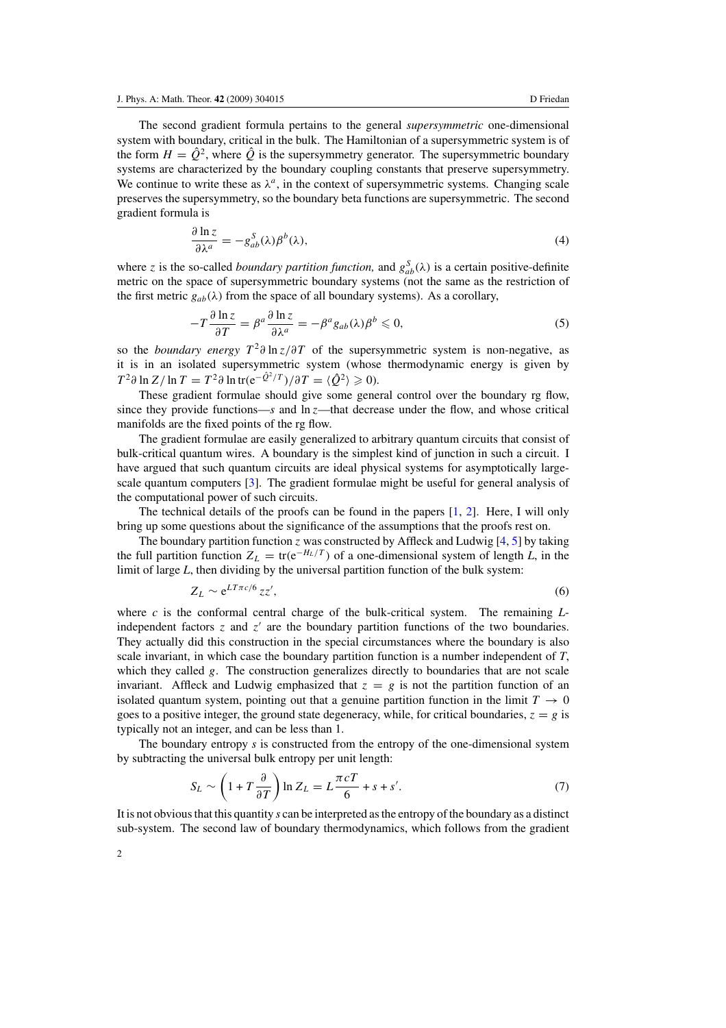The second gradient formula pertains to the general *supersymmetric* one-dimensional system with boundary, critical in the bulk. The Hamiltonian of a supersymmetric system is of the form $H = \hat{Q}^2$, where $\hat{Q}$ is the supersymmetry generator. The supersymmetric boundary systems are characterized by the boundary coupling constants that preserve supersymmetry. We continue to write these as $\lambda^a$, in the context of supersymmetric systems. Changing scale preserves the supersymmetry, so the boundary beta functions are supersymmetric. The second gradient formula is

$$\frac{\partial \ln z}{\partial \lambda^a} = -g^S_{ab}(\lambda)\beta^b(\lambda), \tag{4}$$

where $z$ is the so-called *boundary partition function,* and $g^S_{ab}(\lambda)$ is a certain positive-definite metric on the space of supersymmetric boundary systems (not the same as the restriction of the first metric $g_{ab}(\lambda)$ from the space of all boundary systems). As a corollary,

$$-T\frac{\partial \ln z}{\partial T} = \beta^a \frac{\partial \ln z}{\partial \lambda^a} = -\beta^a g_{ab}(\lambda)\beta^b \leqslant 0, \tag{5}$$

so the *boundary energy* $T^2\partial \ln z/\partial T$ of the supersymmetric system is non-negative, as it is in an isolated supersymmetric system (whose thermodynamic energy is given by $T^2\partial \ln Z/\ln T = T^2\partial \ln \mathrm{tr}(\mathrm{e}^{-\hat{Q}^2/T})/\partial T = \langle \hat{Q}^2\rangle \geqslant 0$).

These gradient formulae should give some general control over the boundary rg flow, since they provide functions—$s$ and $\ln z$—that decrease under the flow, and whose critical manifolds are the fixed points of the rg flow.

The gradient formulae are easily generalized to arbitrary quantum circuits that consist of bulk-critical quantum wires. A boundary is the simplest kind of junction in such a circuit. I have argued that such quantum circuits are ideal physical systems for asymptotically large-scale quantum computers [3]. The gradient formulae might be useful for general analysis of the computational power of such circuits.

The technical details of the proofs can be found in the papers [1, 2]. Here, I will only bring up some questions about the significance of the assumptions that the proofs rest on.

The boundary partition function $z$ was constructed by Affleck and Ludwig [4, 5] by taking the full partition function $Z_L = \mathrm{tr}(\mathrm{e}^{-H_L/T})$ of a one-dimensional system of length $L$, in the limit of large $L$, then dividing by the universal partition function of the bulk system:

$$Z_L \sim \mathrm{e}^{LT\pi c/6}\, zz', \tag{6}$$

where $c$ is the conformal central charge of the bulk-critical system. The remaining $L$-independent factors $z$ and $z'$ are the boundary partition functions of the two boundaries. They actually did this construction in the special circumstances where the boundary is also scale invariant, in which case the boundary partition function is a number independent of $T$, which they called $g$. The construction generalizes directly to boundaries that are not scale invariant. Affleck and Ludwig emphasized that $z = g$ is not the partition function of an isolated quantum system, pointing out that a genuine partition function in the limit $T \to 0$ goes to a positive integer, the ground state degeneracy, while, for critical boundaries, $z = g$ is typically not an integer, and can be less than 1.

The boundary entropy $s$ is constructed from the entropy of the one-dimensional system by subtracting the universal bulk entropy per unit length:

$$S_L \sim \left(1 + T\frac{\partial}{\partial T}\right)\ln Z_L = L\frac{\pi c T}{6} + s + s'. \tag{7}$$

It is not obvious that this quantity $s$ can be interpreted as the entropy of the boundary as a distinct sub-system. The second law of boundary thermodynamics, which follows from the gradient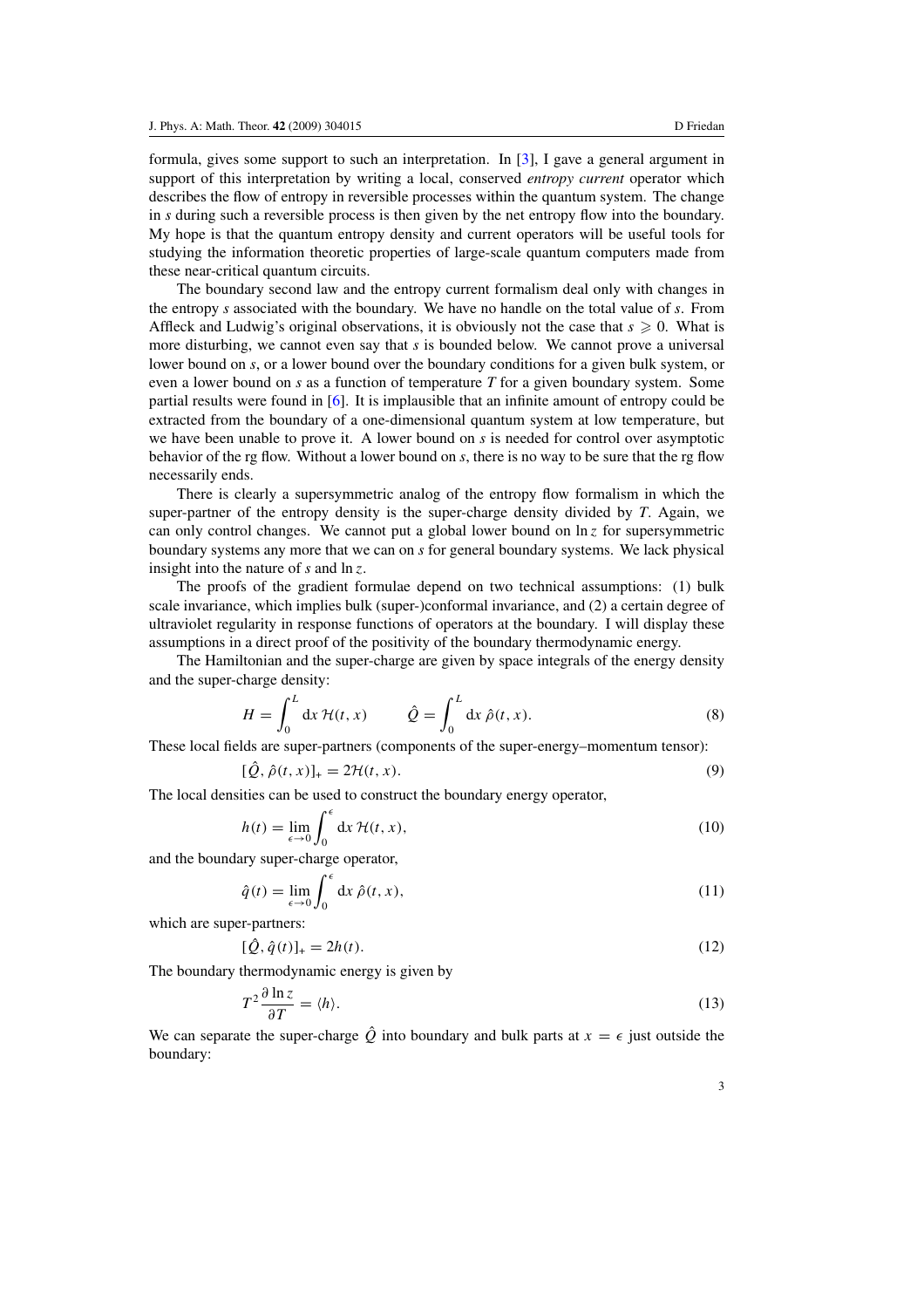formula, gives some support to such an interpretation. In [3], I gave a general argument in support of this interpretation by writing a local, conserved *entropy current* operator which describes the flow of entropy in reversible processes within the quantum system. The change in $s$ during such a reversible process is then given by the net entropy flow into the boundary. My hope is that the quantum entropy density and current operators will be useful tools for studying the information theoretic properties of large-scale quantum computers made from these near-critical quantum circuits.

The boundary second law and the entropy current formalism deal only with changes in the entropy $s$ associated with the boundary. We have no handle on the total value of $s$. From Affleck and Ludwig's original observations, it is obviously not the case that $s \geqslant 0$. What is more disturbing, we cannot even say that $s$ is bounded below. We cannot prove a universal lower bound on $s$, or a lower bound over the boundary conditions for a given bulk system, or even a lower bound on $s$ as a function of temperature $T$ for a given boundary system. Some partial results were found in [6]. It is implausible that an infinite amount of entropy could be extracted from the boundary of a one-dimensional quantum system at low temperature, but we have been unable to prove it. A lower bound on $s$ is needed for control over asymptotic behavior of the rg flow. Without a lower bound on $s$, there is no way to be sure that the rg flow necessarily ends.

There is clearly a supersymmetric analog of the entropy flow formalism in which the super-partner of the entropy density is the super-charge density divided by $T$. Again, we can only control changes. We cannot put a global lower bound on $\ln z$ for supersymmetric boundary systems any more that we can on $s$ for general boundary systems. We lack physical insight into the nature of $s$ and $\ln z$.

The proofs of the gradient formulae depend on two technical assumptions: (1) bulk scale invariance, which implies bulk (super-)conformal invariance, and (2) a certain degree of ultraviolet regularity in response functions of operators at the boundary. I will display these assumptions in a direct proof of the positivity of the boundary thermodynamic energy.

The Hamiltonian and the super-charge are given by space integrals of the energy density and the super-charge density:

$$H = \int_0^L \mathrm{d}x\, \mathcal{H}(t,x) \qquad \hat{Q} = \int_0^L \mathrm{d}x\, \hat{\rho}(t,x). \tag{8}$$

These local fields are super-partners (components of the super-energy–momentum tensor):

$$[\hat{Q}, \hat{\rho}(t,x)]_+ = 2\mathcal{H}(t,x). \tag{9}$$

The local densities can be used to construct the boundary energy operator,

$$h(t) = \lim_{\epsilon \to 0} \int_0^\epsilon \mathrm{d}x\, \mathcal{H}(t,x), \tag{10}$$

and the boundary super-charge operator,

$$\hat{q}(t) = \lim_{\epsilon \to 0} \int_0^\epsilon \mathrm{d}x\, \hat{\rho}(t,x), \tag{11}$$

which are super-partners:

$$[\hat{Q}, \hat{q}(t)]_+ = 2h(t). \tag{12}$$

The boundary thermodynamic energy is given by

$$T^2 \frac{\partial \ln z}{\partial T} = \langle h \rangle. \tag{13}$$

We can separate the super-charge $\hat{Q}$ into boundary and bulk parts at $x = \epsilon$ just outside the boundary: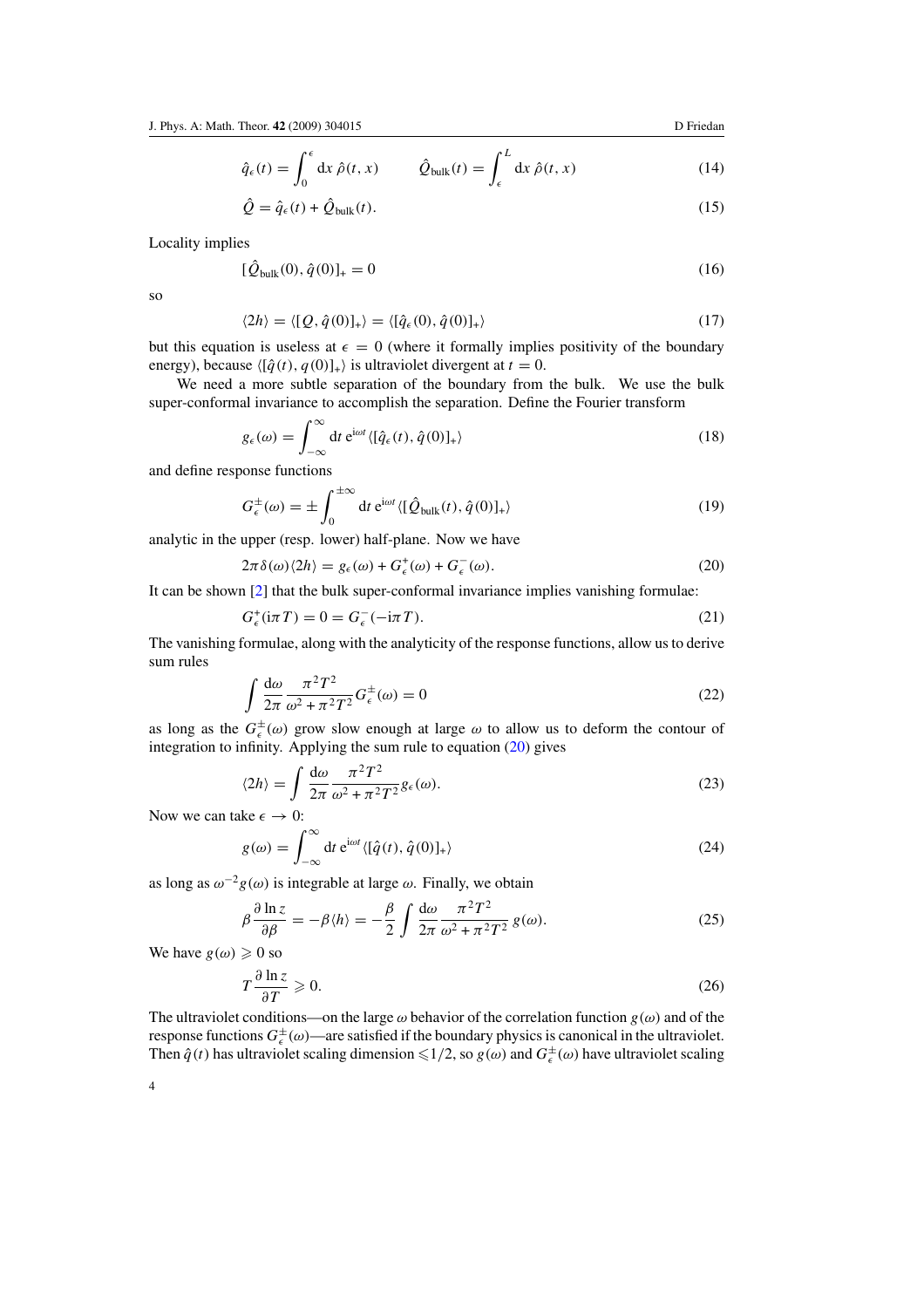$$\hat{q}_\epsilon(t) = \int_0^\epsilon \mathrm{d}x\, \hat{\rho}(t,x) \qquad \hat{Q}_{\text{bulk}}(t) = \int_\epsilon^L \mathrm{d}x\, \hat{\rho}(t,x) \tag{14}$$

$$\hat{Q} = \hat{q}_\epsilon(t) + \hat{Q}_{\text{bulk}}(t). \tag{15}$$

Locality implies

$$[\hat{Q}_{\text{bulk}}(0), \hat{q}(0)]_+ = 0 \tag{16}$$

so

$$\langle 2h \rangle = \langle [Q, \hat{q}(0)]_+ \rangle = \langle [\hat{q}_\epsilon(0), \hat{q}(0)]_+ \rangle \tag{17}$$

but this equation is useless at $\epsilon = 0$ (where it formally implies positivity of the boundary energy), because $\langle [\hat{q}(t), q(0)]_+ \rangle$ is ultraviolet divergent at $t = 0$.

We need a more subtle separation of the boundary from the bulk. We use the bulk super-conformal invariance to accomplish the separation. Define the Fourier transform

$$g_\epsilon(\omega) = \int_{-\infty}^{\infty} \mathrm{d}t\, \mathrm{e}^{\mathrm{i}\omega t} \langle [\hat{q}_\epsilon(t), \hat{q}(0)]_+ \rangle \tag{18}$$

and define response functions

$$G_\epsilon^\pm(\omega) = \pm \int_0^{\pm\infty} \mathrm{d}t\, \mathrm{e}^{\mathrm{i}\omega t} \langle [\hat{Q}_{\text{bulk}}(t), \hat{q}(0)]_+ \rangle \tag{19}$$

analytic in the upper (resp. lower) half-plane. Now we have

$$2\pi\delta(\omega)\langle 2h \rangle = g_\epsilon(\omega) + G_\epsilon^+(\omega) + G_\epsilon^-(\omega). \tag{20}$$

It can be shown [2] that the bulk super-conformal invariance implies vanishing formulae:

$$G_\epsilon^+(\mathrm{i}\pi T) = 0 = G_\epsilon^-(-\mathrm{i}\pi T). \tag{21}$$

The vanishing formulae, along with the analyticity of the response functions, allow us to derive sum rules

$$\int \frac{\mathrm{d}\omega}{2\pi} \frac{\pi^2 T^2}{\omega^2 + \pi^2 T^2} G_\epsilon^\pm(\omega) = 0 \tag{22}$$

as long as the $G_\epsilon^\pm(\omega)$ grow slow enough at large $\omega$ to allow us to deform the contour of integration to infinity. Applying the sum rule to equation (20) gives

$$\langle 2h \rangle = \int \frac{\mathrm{d}\omega}{2\pi} \frac{\pi^2 T^2}{\omega^2 + \pi^2 T^2} g_\epsilon(\omega). \tag{23}$$

Now we can take $\epsilon \to 0$:

$$g(\omega) = \int_{-\infty}^{\infty} \mathrm{d}t\, \mathrm{e}^{\mathrm{i}\omega t} \langle [\hat{q}(t), \hat{q}(0)]_+ \rangle \tag{24}$$

as long as $\omega^{-2} g(\omega)$ is integrable at large $\omega$. Finally, we obtain

$$\beta \frac{\partial \ln z}{\partial \beta} = -\beta \langle h \rangle = -\frac{\beta}{2} \int \frac{\mathrm{d}\omega}{2\pi} \frac{\pi^2 T^2}{\omega^2 + \pi^2 T^2} g(\omega). \tag{25}$$

We have $g(\omega) \geqslant 0$ so

$$T \frac{\partial \ln z}{\partial T} \geqslant 0. \tag{26}$$

The ultraviolet conditions—on the large $\omega$ behavior of the correlation function $g(\omega)$ and of the response functions $G_\epsilon^\pm(\omega)$—are satisfied if the boundary physics is canonical in the ultraviolet. Then $\hat{q}(t)$ has ultraviolet scaling dimension $\leqslant 1/2$, so $g(\omega)$ and $G_\epsilon^\pm(\omega)$ have ultraviolet scaling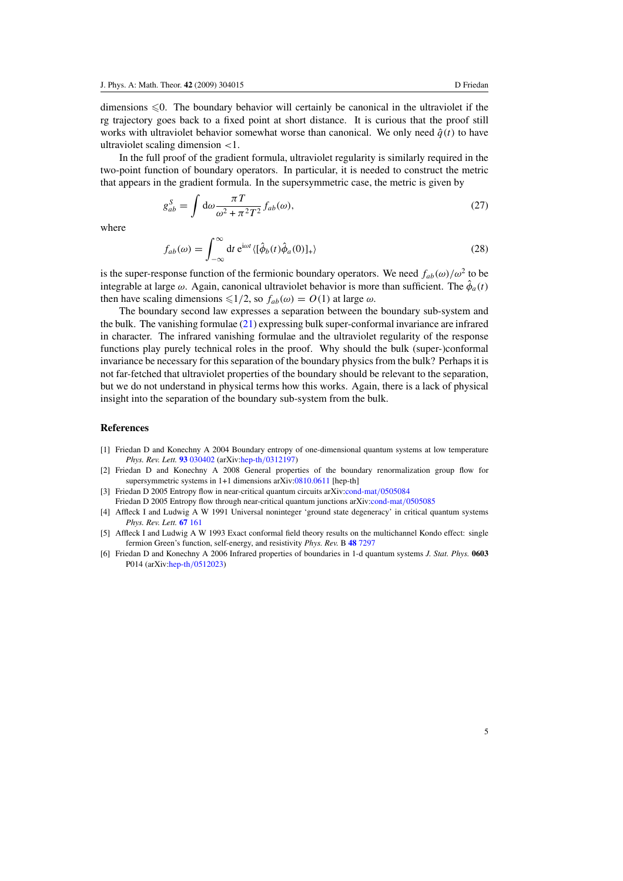dimensions $\leqslant 0$. The boundary behavior will certainly be canonical in the ultraviolet if the rg trajectory goes back to a fixed point at short distance. It is curious that the proof still works with ultraviolet behavior somewhat worse than canonical. We only need $\hat{q}(t)$ to have ultraviolet scaling dimension $<1$.

In the full proof of the gradient formula, ultraviolet regularity is similarly required in the two-point function of boundary operators. In particular, it is needed to construct the metric that appears in the gradient formula. In the supersymmetric case, the metric is given by

$$g^S_{ab} = \int \mathrm{d}\omega \frac{\pi T}{\omega^2 + \pi^2 T^2} f_{ab}(\omega), \tag{27}$$

where

$$f_{ab}(\omega) = \int_{-\infty}^{\infty} \mathrm{d}t\, \mathrm{e}^{\mathrm{i}\omega t} \langle [\hat{\phi}_b(t)\hat{\phi}_a(0)]_+ \rangle \tag{28}$$

is the super-response function of the fermionic boundary operators. We need $f_{ab}(\omega)/\omega^2$ to be integrable at large $\omega$. Again, canonical ultraviolet behavior is more than sufficient. The $\hat{\phi}_a(t)$ then have scaling dimensions $\leqslant 1/2$, so $f_{ab}(\omega) = O(1)$ at large $\omega$.

The boundary second law expresses a separation between the boundary sub-system and the bulk. The vanishing formulae (21) expressing bulk super-conformal invariance are infrared in character. The infrared vanishing formulae and the ultraviolet regularity of the response functions play purely technical roles in the proof. Why should the bulk (super-)conformal invariance be necessary for this separation of the boundary physics from the bulk? Perhaps it is not far-fetched that ultraviolet properties of the boundary should be relevant to the separation, but we do not understand in physical terms how this works. Again, there is a lack of physical insight into the separation of the boundary sub-system from the bulk.

## References

[1] Friedan D and Konechny A 2004 Boundary entropy of one-dimensional quantum systems at low temperature *Phys. Rev. Lett.* **93** 030402 (arXiv:hep-th/0312197)

[2] Friedan D and Konechny A 2008 General properties of the boundary renormalization group flow for supersymmetric systems in 1+1 dimensions arXiv:0810.0611 [hep-th]

[3] Friedan D 2005 Entropy flow in near-critical quantum circuits arXiv:cond-mat/0505084
Friedan D 2005 Entropy flow through near-critical quantum junctions arXiv:cond-mat/0505085

[4] Affleck I and Ludwig A W 1991 Universal noninteger 'ground state degeneracy' in critical quantum systems *Phys. Rev. Lett.* **67** 161

[5] Affleck I and Ludwig A W 1993 Exact conformal field theory results on the multichannel Kondo effect: single fermion Green's function, self-energy, and resistivity *Phys. Rev.* B **48** 7297

[6] Friedan D and Konechny A 2006 Infrared properties of boundaries in 1-d quantum systems *J. Stat. Phys.* **0603** P014 (arXiv:hep-th/0512023)